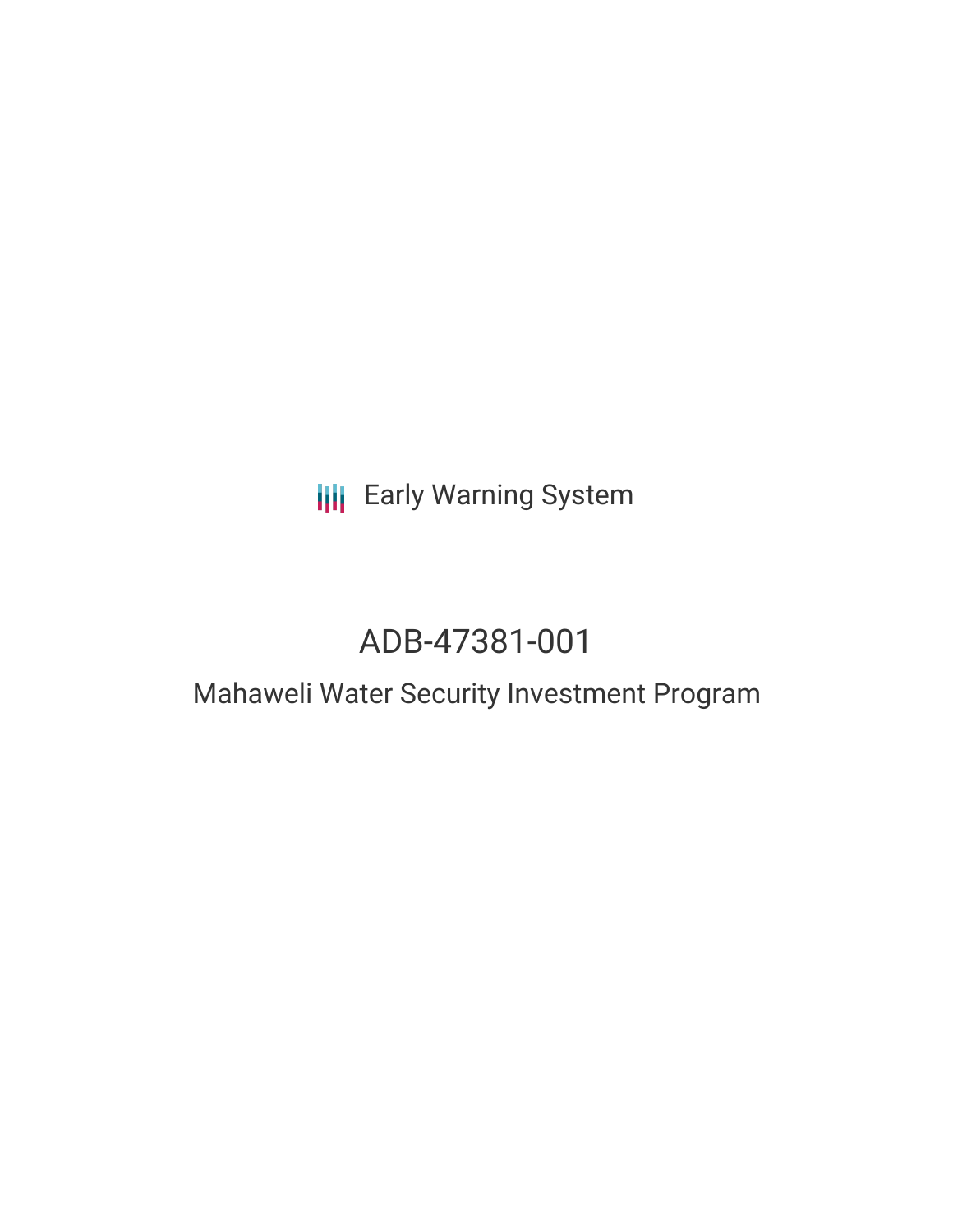Early Warning System

# ADB-47381-001

## Mahaweli Water Security Investment Program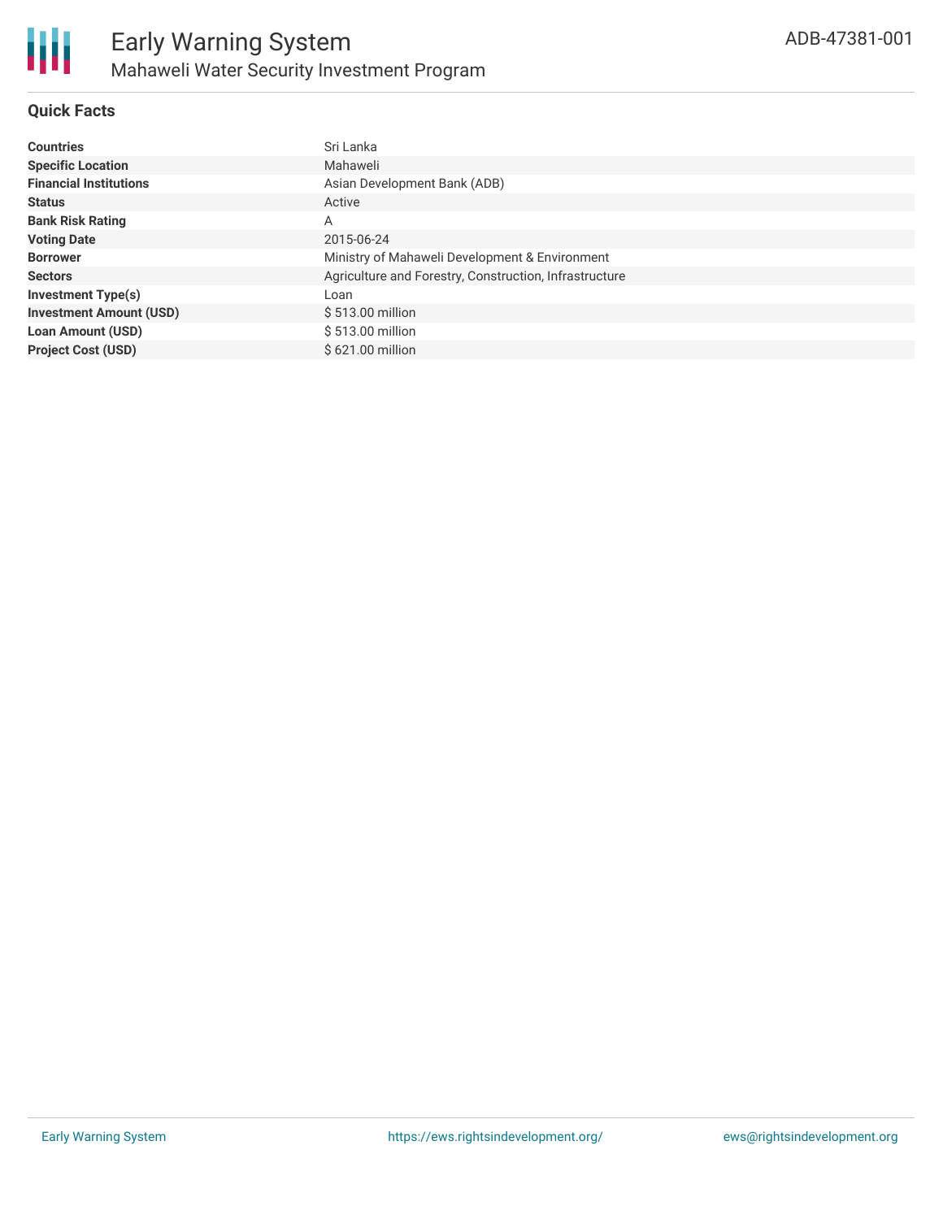# Early Warning System

## Mahaweli Water Security Investment Program

ADB-47381-001

### Quick Facts

| | |
|---|---|
| **Countries** | Sri Lanka |
| **Specific Location** | Mahaweli |
| **Financial Institutions** | Asian Development Bank (ADB) |
| **Status** | Active |
| **Bank Risk Rating** | A |
| **Voting Date** | 2015-06-24 |
| **Borrower** | Ministry of Mahaweli Development & Environment |
| **Sectors** | Agriculture and Forestry, Construction, Infrastructure |
| **Investment Type(s)** | Loan |
| **Investment Amount (USD)** | $ 513.00 million |
| **Loan Amount (USD)** | $ 513.00 million |
| **Project Cost (USD)** | $ 621.00 million |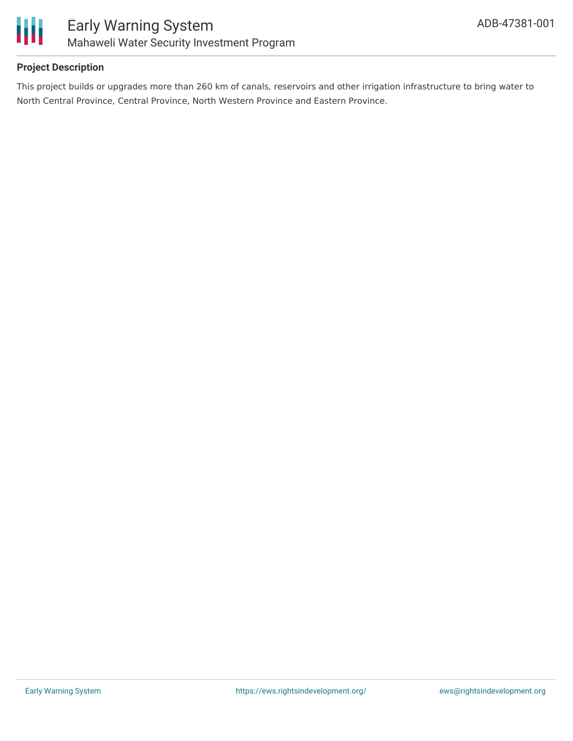**Project Description**

This project builds or upgrades more than 260 km of canals, reservoirs and other irrigation infrastructure to bring water to North Central Province, Central Province, North Western Province and Eastern Province.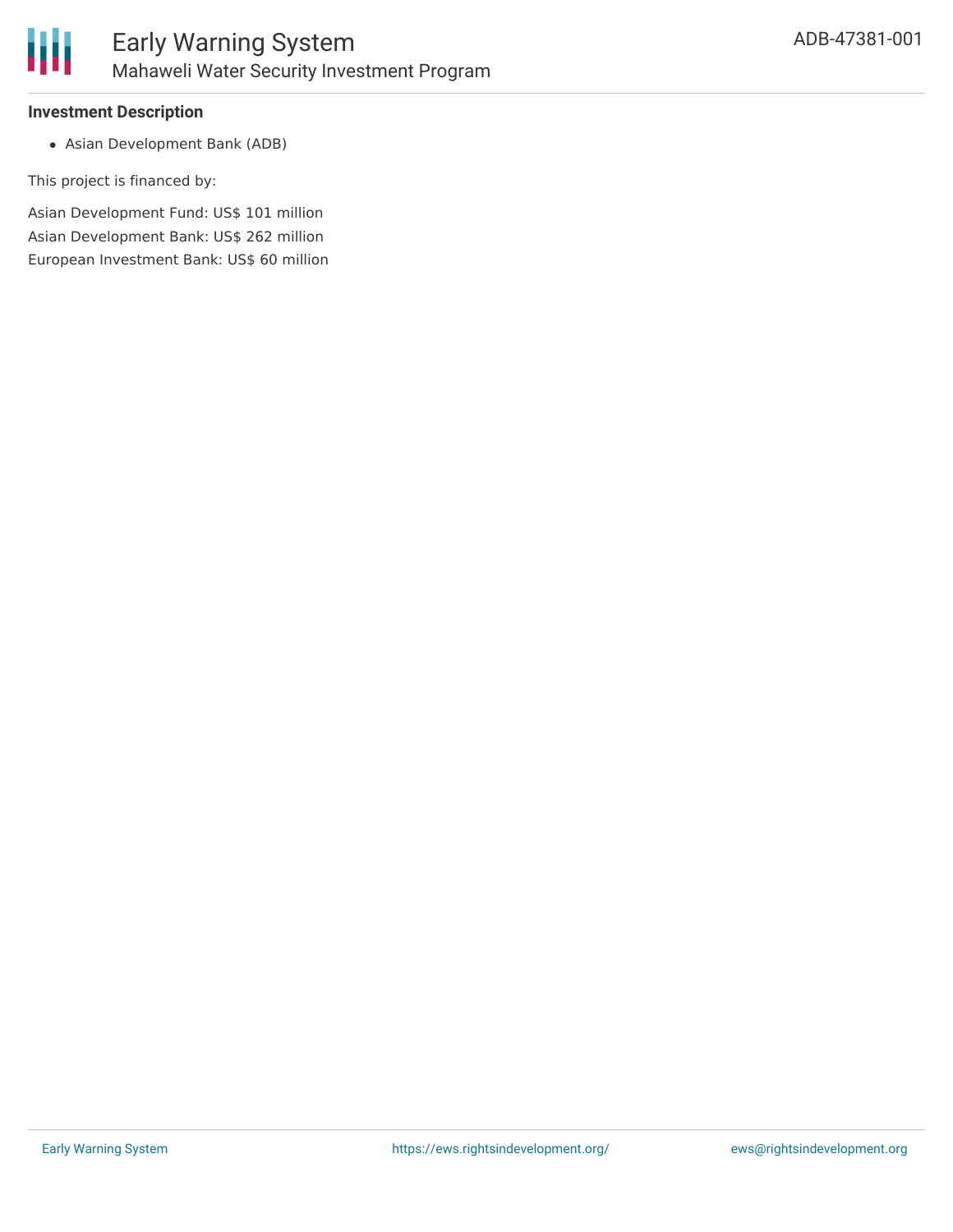**Investment Description**

- Asian Development Bank (ADB)

This project is financed by:

Asian Development Fund: US$ 101 million
Asian Development Bank: US$ 262 million
European Investment Bank: US$ 60 million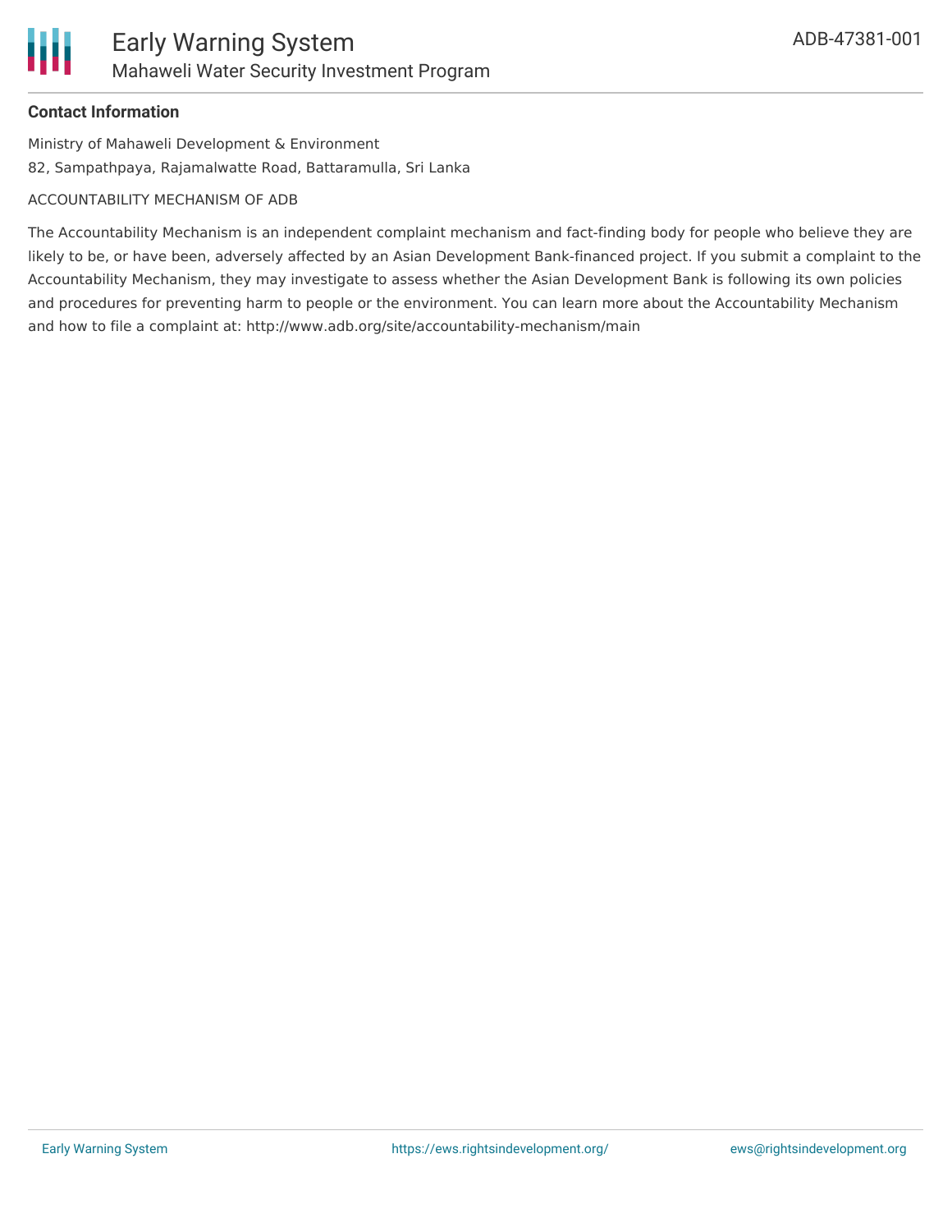**Contact Information**

Ministry of Mahaweli Development & Environment
82, Sampathpaya, Rajamalwatte Road, Battaramulla, Sri Lanka

ACCOUNTABILITY MECHANISM OF ADB

The Accountability Mechanism is an independent complaint mechanism and fact-finding body for people who believe they are likely to be, or have been, adversely affected by an Asian Development Bank-financed project. If you submit a complaint to the Accountability Mechanism, they may investigate to assess whether the Asian Development Bank is following its own policies and procedures for preventing harm to people or the environment. You can learn more about the Accountability Mechanism and how to file a complaint at: http://www.adb.org/site/accountability-mechanism/main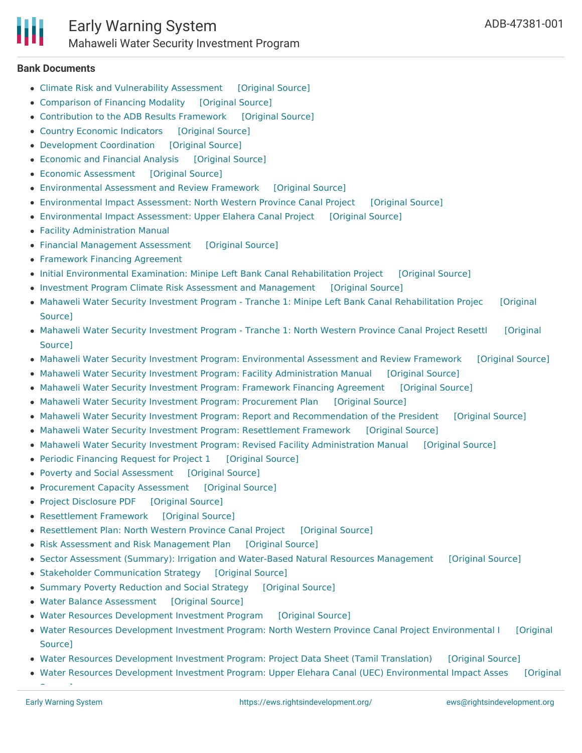## Bank Documents

- Climate Risk and Vulnerability Assessment [Original Source]
- Comparison of Financing Modality [Original Source]
- Contribution to the ADB Results Framework [Original Source]
- Country Economic Indicators [Original Source]
- Development Coordination [Original Source]
- Economic and Financial Analysis [Original Source]
- Economic Assessment [Original Source]
- Environmental Assessment and Review Framework [Original Source]
- Environmental Impact Assessment: North Western Province Canal Project [Original Source]
- Environmental Impact Assessment: Upper Elahera Canal Project [Original Source]
- Facility Administration Manual
- Financial Management Assessment [Original Source]
- Framework Financing Agreement
- Initial Environmental Examination: Minipe Left Bank Canal Rehabilitation Project [Original Source]
- Investment Program Climate Risk Assessment and Management [Original Source]
- Mahaweli Water Security Investment Program - Tranche 1: Minipe Left Bank Canal Rehabilitation Projec [Original Source]
- Mahaweli Water Security Investment Program - Tranche 1: North Western Province Canal Project Resettl [Original Source]
- Mahaweli Water Security Investment Program: Environmental Assessment and Review Framework [Original Source]
- Mahaweli Water Security Investment Program: Facility Administration Manual [Original Source]
- Mahaweli Water Security Investment Program: Framework Financing Agreement [Original Source]
- Mahaweli Water Security Investment Program: Procurement Plan [Original Source]
- Mahaweli Water Security Investment Program: Report and Recommendation of the President [Original Source]
- Mahaweli Water Security Investment Program: Resettlement Framework [Original Source]
- Mahaweli Water Security Investment Program: Revised Facility Administration Manual [Original Source]
- Periodic Financing Request for Project 1 [Original Source]
- Poverty and Social Assessment [Original Source]
- Procurement Capacity Assessment [Original Source]
- Project Disclosure PDF [Original Source]
- Resettlement Framework [Original Source]
- Resettlement Plan: North Western Province Canal Project [Original Source]
- Risk Assessment and Risk Management Plan [Original Source]
- Sector Assessment (Summary): Irrigation and Water-Based Natural Resources Management [Original Source]
- Stakeholder Communication Strategy [Original Source]
- Summary Poverty Reduction and Social Strategy [Original Source]
- Water Balance Assessment [Original Source]
- Water Resources Development Investment Program [Original Source]
- Water Resources Development Investment Program: North Western Province Canal Project Environmental I [Original Source]
- Water Resources Development Investment Program: Project Data Sheet (Tamil Translation) [Original Source]
- Water Resources Development Investment Program: Upper Elehara Canal (UEC) Environmental Impact Asses [Original Source]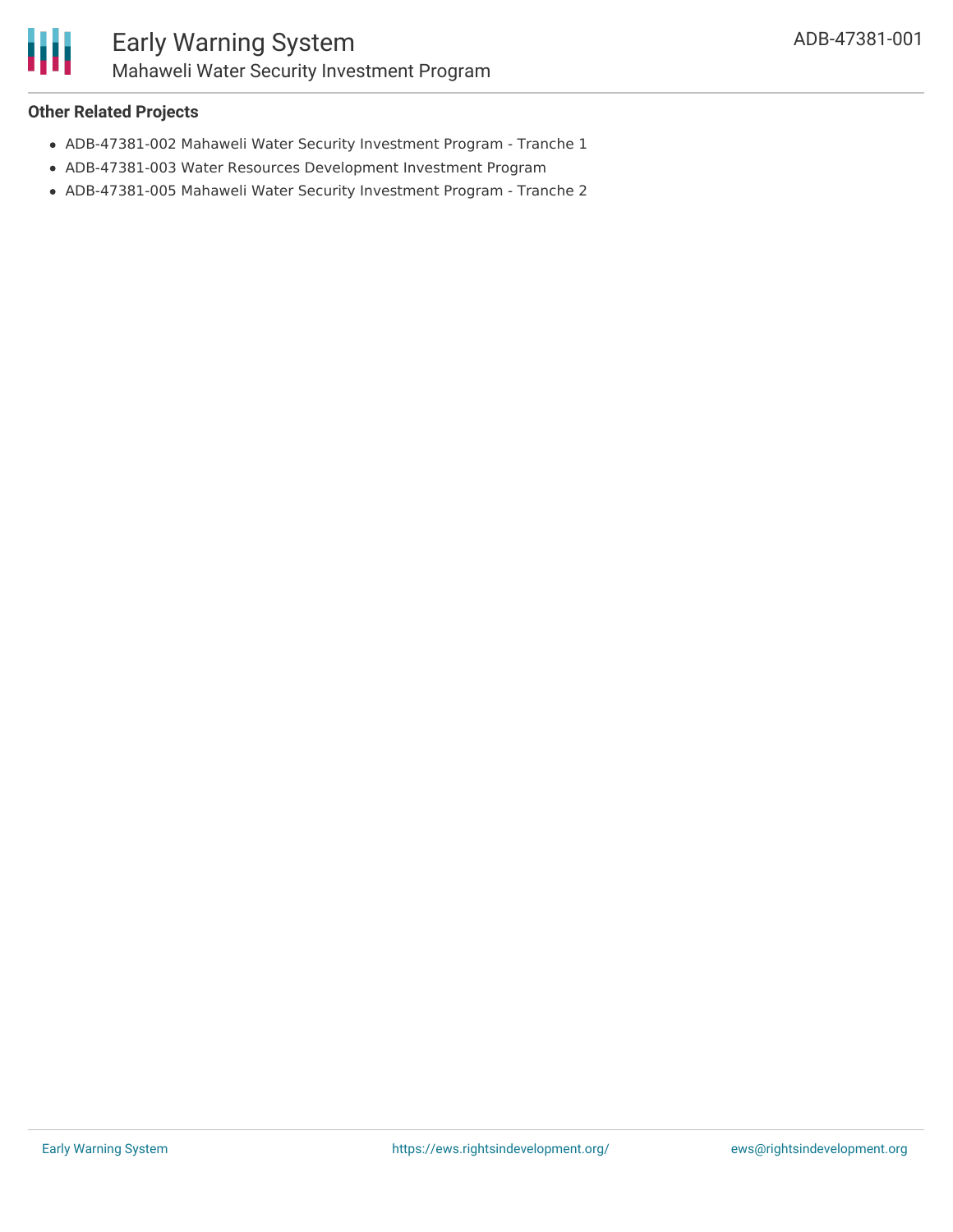**Other Related Projects**

- ADB-47381-002 Mahaweli Water Security Investment Program - Tranche 1
- ADB-47381-003 Water Resources Development Investment Program
- ADB-47381-005 Mahaweli Water Security Investment Program - Tranche 2